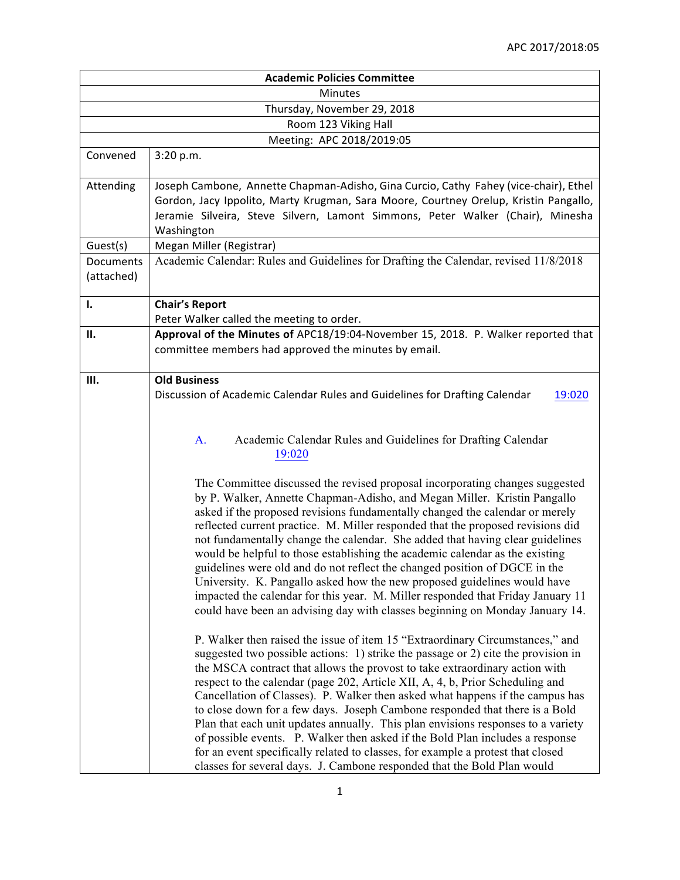| Academic Policies Committee | |
|---|---|
| Minutes | |
| Thursday, November 29, 2018 | |
| Room 123 Viking Hall | |
| Meeting: APC 2018/2019:05 | |
| Convened | 3:20 p.m. |
| Attending | Joseph Cambone, Annette Chapman-Adisho, Gina Curcio, Cathy Fahey (vice-chair), Ethel Gordon, Jacy Ippolito, Marty Krugman, Sara Moore, Courtney Orelup, Kristin Pangallo, Jeramie Silveira, Steve Silvern, Lamont Simmons, Peter Walker (Chair), Minesha Washington |
| Guest(s) | Megan Miller (Registrar) |
| Documents (attached) | Academic Calendar: Rules and Guidelines for Drafting the Calendar, revised 11/8/2018 |
| I. | **Chair's Report**<br>Peter Walker called the meeting to order. |
| II. | **Approval of the Minutes of** APC18/19:04-November 15, 2018. P. Walker reported that committee members had approved the minutes by email. |
| III. | **Old Business**<br>Discussion of Academic Calendar Rules and Guidelines for Drafting Calendar 19:020<br><br>A. Academic Calendar Rules and Guidelines for Drafting Calendar 19:020<br><br>The Committee discussed the revised proposal incorporating changes suggested by P. Walker, Annette Chapman-Adisho, and Megan Miller. Kristin Pangallo asked if the proposed revisions fundamentally changed the calendar or merely reflected current practice. M. Miller responded that the proposed revisions did not fundamentally change the calendar. She added that having clear guidelines would be helpful to those establishing the academic calendar as the existing guidelines were old and do not reflect the changed position of DGCE in the University. K. Pangallo asked how the new proposed guidelines would have impacted the calendar for this year. M. Miller responded that Friday January 11 could have been an advising day with classes beginning on Monday January 14.<br><br>P. Walker then raised the issue of item 15 "Extraordinary Circumstances," and suggested two possible actions: 1) strike the passage or 2) cite the provision in the MSCA contract that allows the provost to take extraordinary action with respect to the calendar (page 202, Article XII, A, 4, b, Prior Scheduling and Cancellation of Classes). P. Walker then asked what happens if the campus has to close down for a few days. Joseph Cambone responded that there is a Bold Plan that each unit updates annually. This plan envisions responses to a variety of possible events. P. Walker then asked if the Bold Plan includes a response for an event specifically related to classes, for example a protest that closed classes for several days. J. Cambone responded that the Bold Plan would |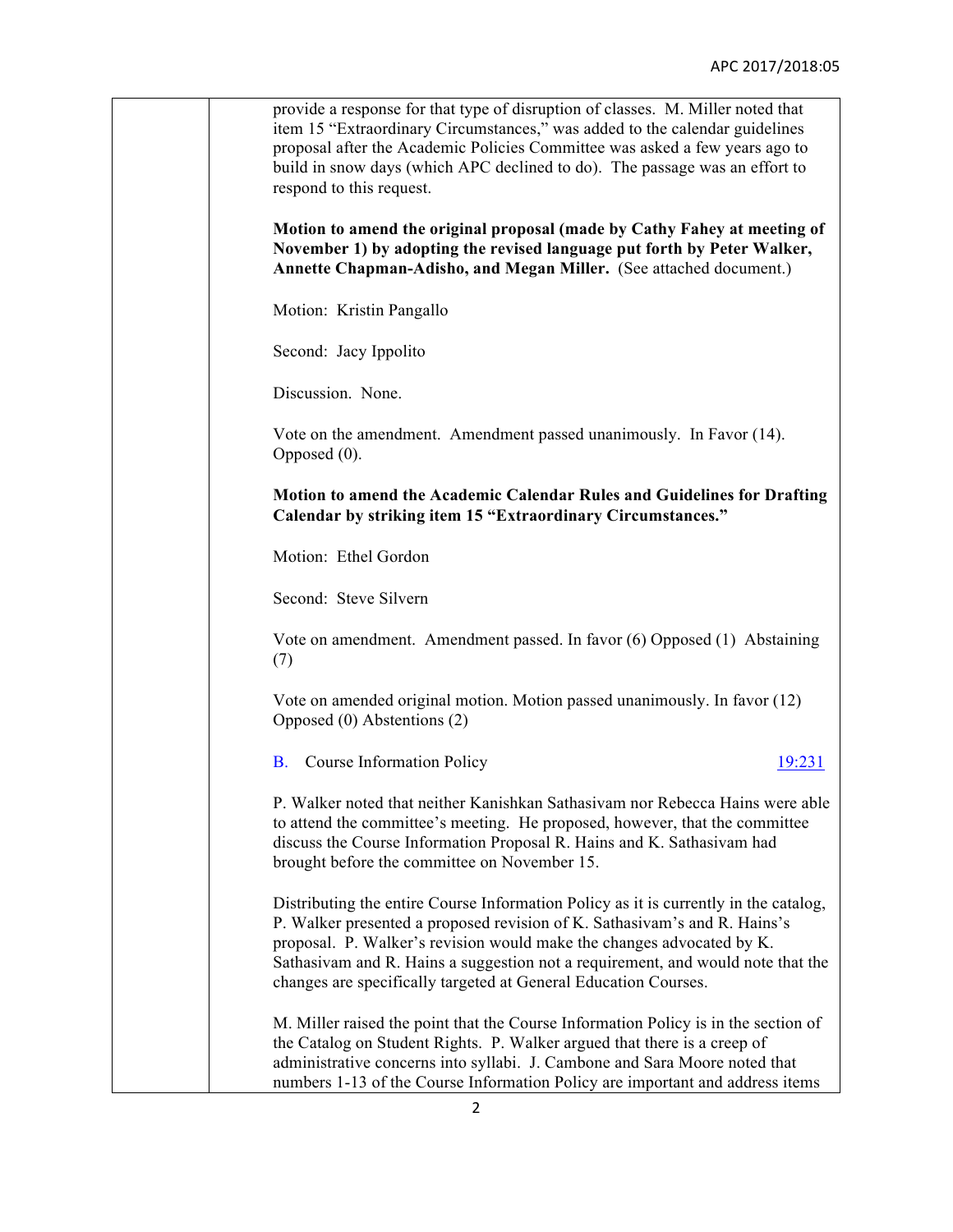provide a response for that type of disruption of classes. M. Miller noted that item 15 "Extraordinary Circumstances," was added to the calendar guidelines proposal after the Academic Policies Committee was asked a few years ago to build in snow days (which APC declined to do). The passage was an effort to respond to this request.

**Motion to amend the original proposal (made by Cathy Fahey at meeting of November 1) by adopting the revised language put forth by Peter Walker, Annette Chapman-Adisho, and Megan Miller.** (See attached document.)

Motion: Kristin Pangallo

Second: Jacy Ippolito

Discussion. None.

Vote on the amendment. Amendment passed unanimously. In Favor (14). Opposed (0).

**Motion to amend the Academic Calendar Rules and Guidelines for Drafting Calendar by striking item 15 "Extraordinary Circumstances."**

Motion: Ethel Gordon

Second: Steve Silvern

Vote on amendment. Amendment passed. In favor (6) Opposed (1) Abstaining (7)

Vote on amended original motion. Motion passed unanimously. In favor (12) Opposed (0) Abstentions (2)

B. Course Information Policy 19:231

P. Walker noted that neither Kanishkan Sathasivam nor Rebecca Hains were able to attend the committee's meeting. He proposed, however, that the committee discuss the Course Information Proposal R. Hains and K. Sathasivam had brought before the committee on November 15.

Distributing the entire Course Information Policy as it is currently in the catalog, P. Walker presented a proposed revision of K. Sathasivam's and R. Hains's proposal. P. Walker's revision would make the changes advocated by K. Sathasivam and R. Hains a suggestion not a requirement, and would note that the changes are specifically targeted at General Education Courses.

M. Miller raised the point that the Course Information Policy is in the section of the Catalog on Student Rights. P. Walker argued that there is a creep of administrative concerns into syllabi. J. Cambone and Sara Moore noted that numbers 1-13 of the Course Information Policy are important and address items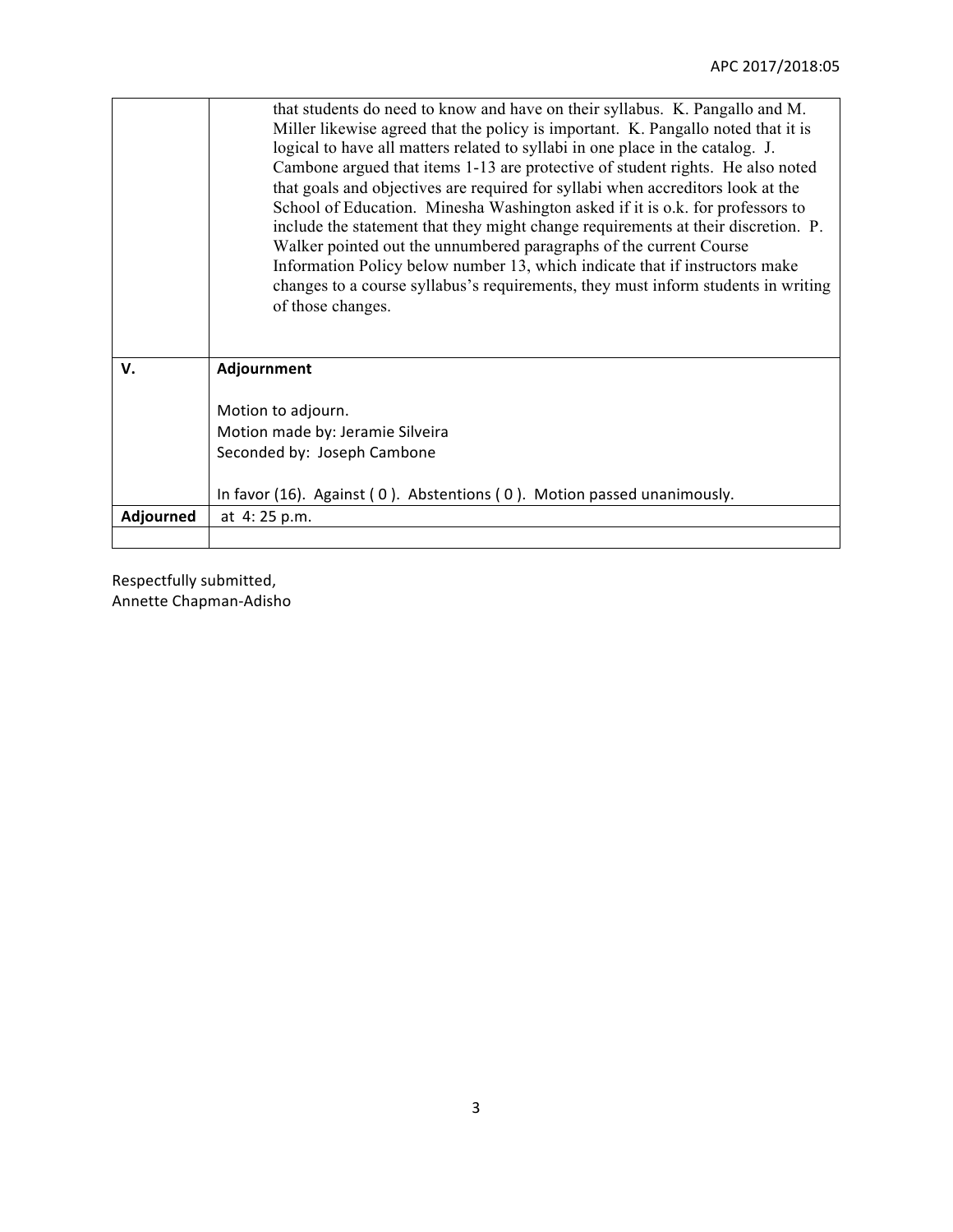| | |
|---|---|
| | that students do need to know and have on their syllabus. K. Pangallo and M. Miller likewise agreed that the policy is important. K. Pangallo noted that it is logical to have all matters related to syllabi in one place in the catalog. J. Cambone argued that items 1-13 are protective of student rights. He also noted that goals and objectives are required for syllabi when accreditors look at the School of Education. Minesha Washington asked if it is o.k. for professors to include the statement that they might change requirements at their discretion. P. Walker pointed out the unnumbered paragraphs of the current Course Information Policy below number 13, which indicate that if instructors make changes to a course syllabus's requirements, they must inform students in writing of those changes. |
| **V.** | **Adjournment**<br><br>Motion to adjourn.<br>Motion made by: Jeramie Silveira<br>Seconded by: Joseph Cambone<br><br>In favor (16). Against ( 0 ). Abstentions ( 0 ). Motion passed unanimously. |
| **Adjourned** | at 4: 25 p.m. |
| | |

Respectfully submitted,
Annette Chapman-Adisho